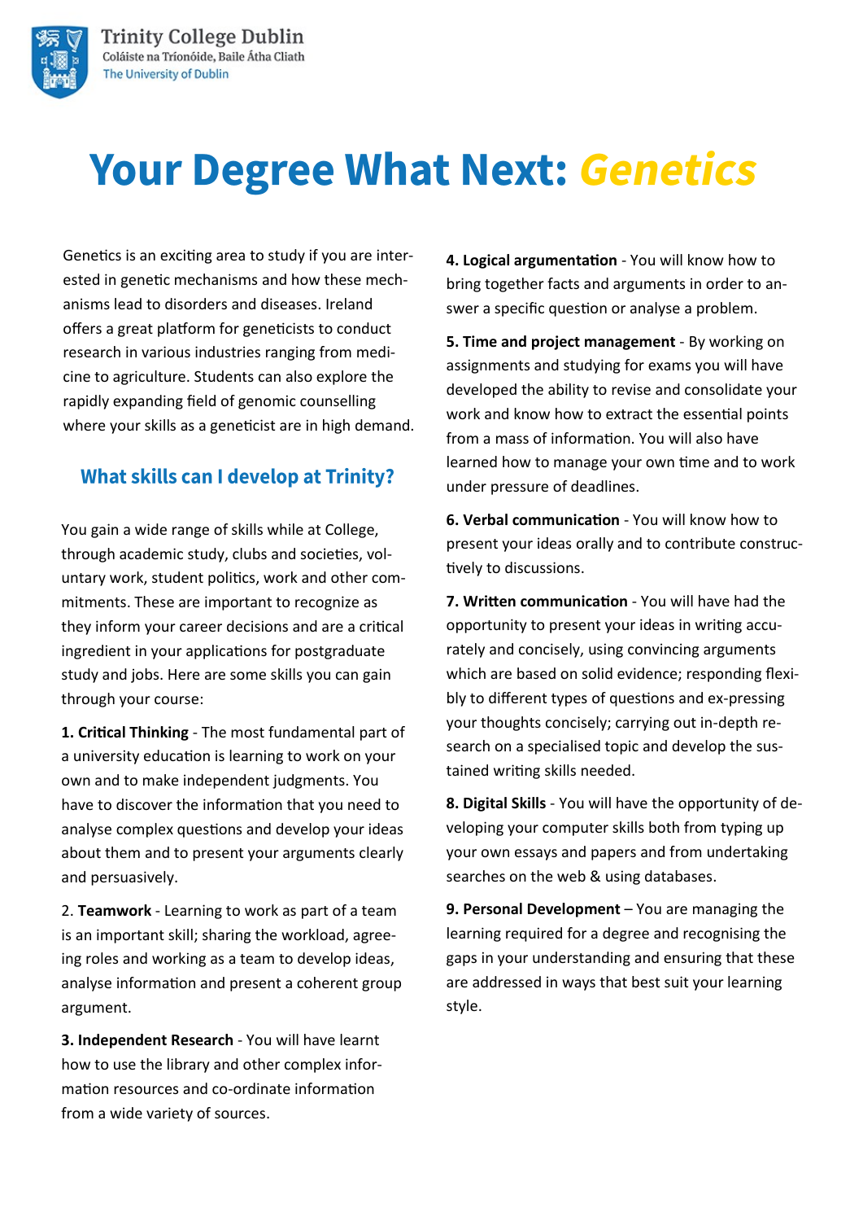# Your Degree What Next: *Genetics*

Genetics is an exciting area to study if you are interested in genetic mechanisms and how these mechanisms lead to disorders and diseases. Ireland offers a great platform for geneticists to conduct research in various industries ranging from medicine to agriculture. Students can also explore the rapidly expanding field of genomic counselling where your skills as a geneticist are in high demand.

## What skills can I develop at Trinity?

You gain a wide range of skills while at College, through academic study, clubs and societies, voluntary work, student politics, work and other commitments. These are important to recognize as they inform your career decisions and are a critical ingredient in your applications for postgraduate study and jobs. Here are some skills you can gain through your course:

**1. Critical Thinking** - The most fundamental part of a university education is learning to work on your own and to make independent judgments. You have to discover the information that you need to analyse complex questions and develop your ideas about them and to present your arguments clearly and persuasively.

2. **Teamwork** - Learning to work as part of a team is an important skill; sharing the workload, agreeing roles and working as a team to develop ideas, analyse information and present a coherent group argument.

**3. Independent Research** - You will have learnt how to use the library and other complex information resources and co-ordinate information from a wide variety of sources.

**4. Logical argumentation** - You will know how to bring together facts and arguments in order to answer a specific question or analyse a problem.

**5. Time and project management** - By working on assignments and studying for exams you will have developed the ability to revise and consolidate your work and know how to extract the essential points from a mass of information. You will also have learned how to manage your own time and to work under pressure of deadlines.

**6. Verbal communication** - You will know how to present your ideas orally and to contribute constructively to discussions.

**7. Written communication** - You will have had the opportunity to present your ideas in writing accurately and concisely, using convincing arguments which are based on solid evidence; responding flexibly to different types of questions and ex-pressing your thoughts concisely; carrying out in-depth research on a specialised topic and develop the sustained writing skills needed.

**8. Digital Skills** - You will have the opportunity of developing your computer skills both from typing up your own essays and papers and from undertaking searches on the web & using databases.

**9. Personal Development** – You are managing the learning required for a degree and recognising the gaps in your understanding and ensuring that these are addressed in ways that best suit your learning style.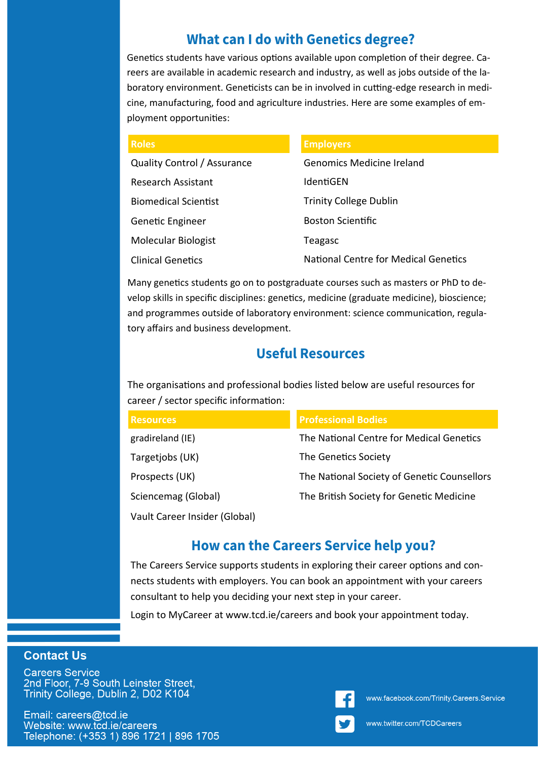## What can I do with Genetics degree?

Genetics students have various options available upon completion of their degree. Careers are available in academic research and industry, as well as jobs outside of the laboratory environment. Geneticists can be in involved in cutting-edge research in medicine, manufacturing, food and agriculture industries. Here are some examples of employment opportunities:

| Roles | Employers |
|---|---|
| Quality Control / Assurance | Genomics Medicine Ireland |
| Research Assistant | IdentiGEN |
| Biomedical Scientist | Trinity College Dublin |
| Genetic Engineer | Boston Scientific |
| Molecular Biologist | Teagasc |
| Clinical Genetics | National Centre for Medical Genetics |

Many genetics students go on to postgraduate courses such as masters or PhD to develop skills in specific disciplines: genetics, medicine (graduate medicine), bioscience; and programmes outside of laboratory environment: science communication, regulatory affairs and business development.

## Useful Resources

The organisations and professional bodies listed below are useful resources for career / sector specific information:

| Resources | Professional Bodies |
|---|---|
| gradireland (IE) | The National Centre for Medical Genetics |
| Targetjobs (UK) | The Genetics Society |
| Prospects (UK) | The National Society of Genetic Counsellors |
| Sciencemag (Global) | The British Society for Genetic Medicine |
| Vault Career Insider (Global) | |

## How can the Careers Service help you?

The Careers Service supports students in exploring their career options and connects students with employers. You can book an appointment with your careers consultant to help you deciding your next step in your career.

Login to MyCareer at www.tcd.ie/careers and book your appointment today.

### Contact Us

Careers Service
2nd Floor, 7-9 South Leinster Street,
Trinity College, Dublin 2, D02 K104

Email: careers@tcd.ie
Website: www.tcd.ie/careers
Telephone: (+353 1) 896 1721 | 896 1705

www.facebook.com/Trinity.Careers.Service

www.twitter.com/TCDCareers